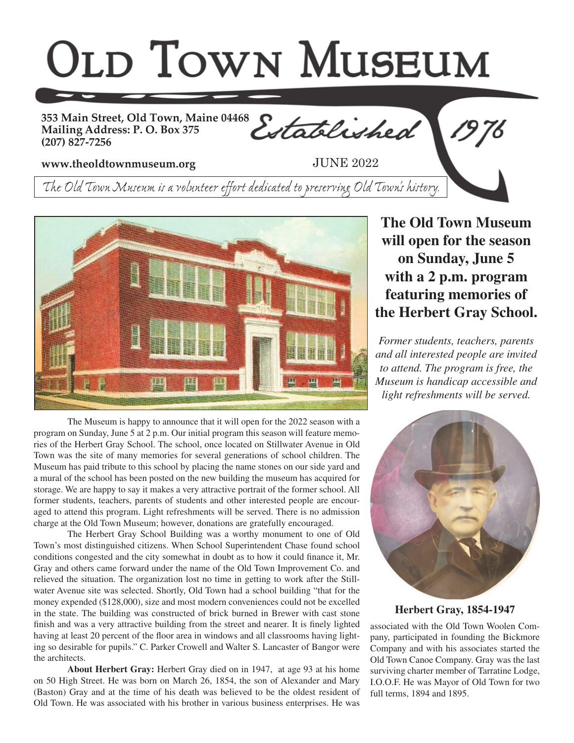# OLD TOWN MUSEUM

**353 Main Street, Old Town, Maine 04468**
**Mailing Address: P. O. Box 375**
**(207) 827-7256**

*Established 1976*

**www.theoldtownmuseum.org**

JUNE 2022

*The Old Town Museum is a volunteer effort dedicated to preserving Old Town's history.*

## The Old Town Museum will open for the season on Sunday, June 5 with a 2 p.m. program featuring memories of the Herbert Gray School.

*Former students, teachers, parents and all interested people are invited to attend. The program is free, the Museum is handicap accessible and light refreshments will be served.*

The Museum is happy to announce that it will open for the 2022 season with a program on Sunday, June 5 at 2 p.m. Our initial program this season will feature memories of the Herbert Gray School. The school, once located on Stillwater Avenue in Old Town was the site of many memories for several generations of school children. The Museum has paid tribute to this school by placing the name stones on our side yard and a mural of the school has been posted on the new building the museum has acquired for storage. We are happy to say it makes a very attractive portrait of the former school. All former students, teachers, parents of students and other interested people are encouraged to attend this program. Light refreshments will be served. There is no admission charge at the Old Town Museum; however, donations are gratefully encouraged.

The Herbert Gray School Building was a worthy monument to one of Old Town's most distinguished citizens. When School Superintendent Chase found school conditions congested and the city somewhat in doubt as to how it could finance it, Mr. Gray and others came forward under the name of the Old Town Improvement Co. and relieved the situation. The organization lost no time in getting to work after the Stillwater Avenue site was selected. Shortly, Old Town had a school building "that for the money expended ($128,000), size and most modern conveniences could not be excelled in the state. The building was constructed of brick burned in Brewer with cast stone finish and was a very attractive building from the street and nearer. It is finely lighted having at least 20 percent of the floor area in windows and all classrooms having lighting so desirable for pupils." C. Parker Crowell and Walter S. Lancaster of Bangor were the architects.

**About Herbert Gray:** Herbert Gray died on in 1947, at age 93 at his home on 50 High Street. He was born on March 26, 1854, the son of Alexander and Mary (Baston) Gray and at the time of his death was believed to be the oldest resident of Old Town. He was associated with his brother in various business enterprises. He was associated with the Old Town Woolen Company, participated in founding the Bickmore Company and with his associates started the Old Town Canoe Company. Gray was the last surviving charter member of Tarratine Lodge, I.O.O.F. He was Mayor of Old Town for two full terms, 1894 and 1895.

**Herbert Gray, 1854-1947**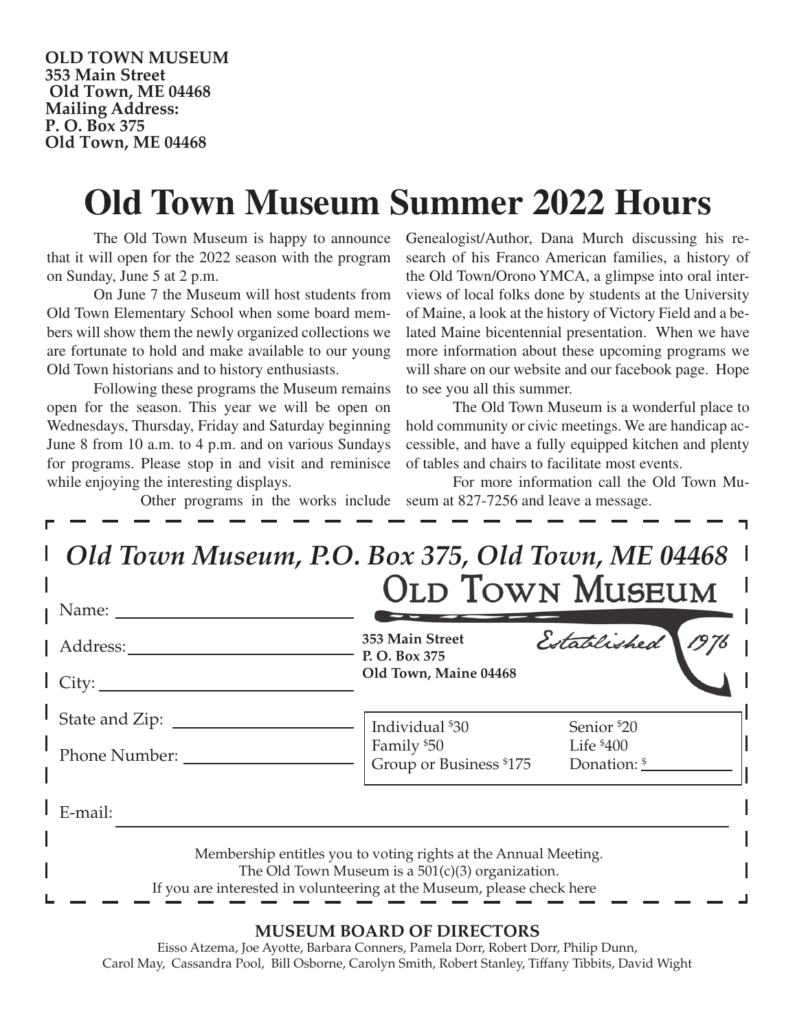**OLD TOWN MUSEUM**
**353 Main Street**
**Old Town, ME 04468**
**Mailing Address:**
**P. O. Box 375**
**Old Town, ME 04468**

# Old Town Museum Summer 2022 Hours

The Old Town Museum is happy to announce that it will open for the 2022 season with the program on Sunday, June 5 at 2 p.m.

On June 7 the Museum will host students from Old Town Elementary School when some board members will show them the newly organized collections we are fortunate to hold and make available to our young Old Town historians and to history enthusiasts.

Following these programs the Museum remains open for the season. This year we will be open on Wednesdays, Thursday, Friday and Saturday beginning June 8 from 10 a.m. to 4 p.m. and on various Sundays for programs. Please stop in and visit and reminisce while enjoying the interesting displays.

Other programs in the works include Genealogist/Author, Dana Murch discussing his research of his Franco American families, a history of the Old Town/Orono YMCA, a glimpse into oral interviews of local folks done by students at the University of Maine, a look at the history of Victory Field and a belated Maine bicentennial presentation. When we have more information about these upcoming programs we will share on our website and our facebook page. Hope to see you all this summer.

The Old Town Museum is a wonderful place to hold community or civic meetings. We are handicap accessible, and have a fully equipped kitchen and plenty of tables and chairs to facilitate most events.

For more information call the Old Town Museum at 827-7256 and leave a message.

---

*Old Town Museum, P.O. Box 375, Old Town, ME 04468*

OLD TOWN MUSEUM

Established 1976

**353 Main Street**
**P. O. Box 375**
**Old Town, Maine 04468**

Name: ____________________

Address: ____________________

City: ____________________

State and Zip: ____________________

Phone Number: ____________________

| | |
|---|---|
| Individual $30 | Senior $20 |
| Family $50 | Life $400 |
| Group or Business $175 | Donation: $ ________ |

E-mail: ____________________

Membership entitles you to voting rights at the Annual Meeting.
The Old Town Museum is a 501(c)(3) organization.
If you are interested in volunteering at the Museum, please check here

---

**MUSEUM BOARD OF DIRECTORS**

Eisso Atzema, Joe Ayotte, Barbara Conners, Pamela Dorr, Robert Dorr, Philip Dunn, Carol May, Cassandra Pool, Bill Osborne, Carolyn Smith, Robert Stanley, Tiffany Tibbits, David Wight